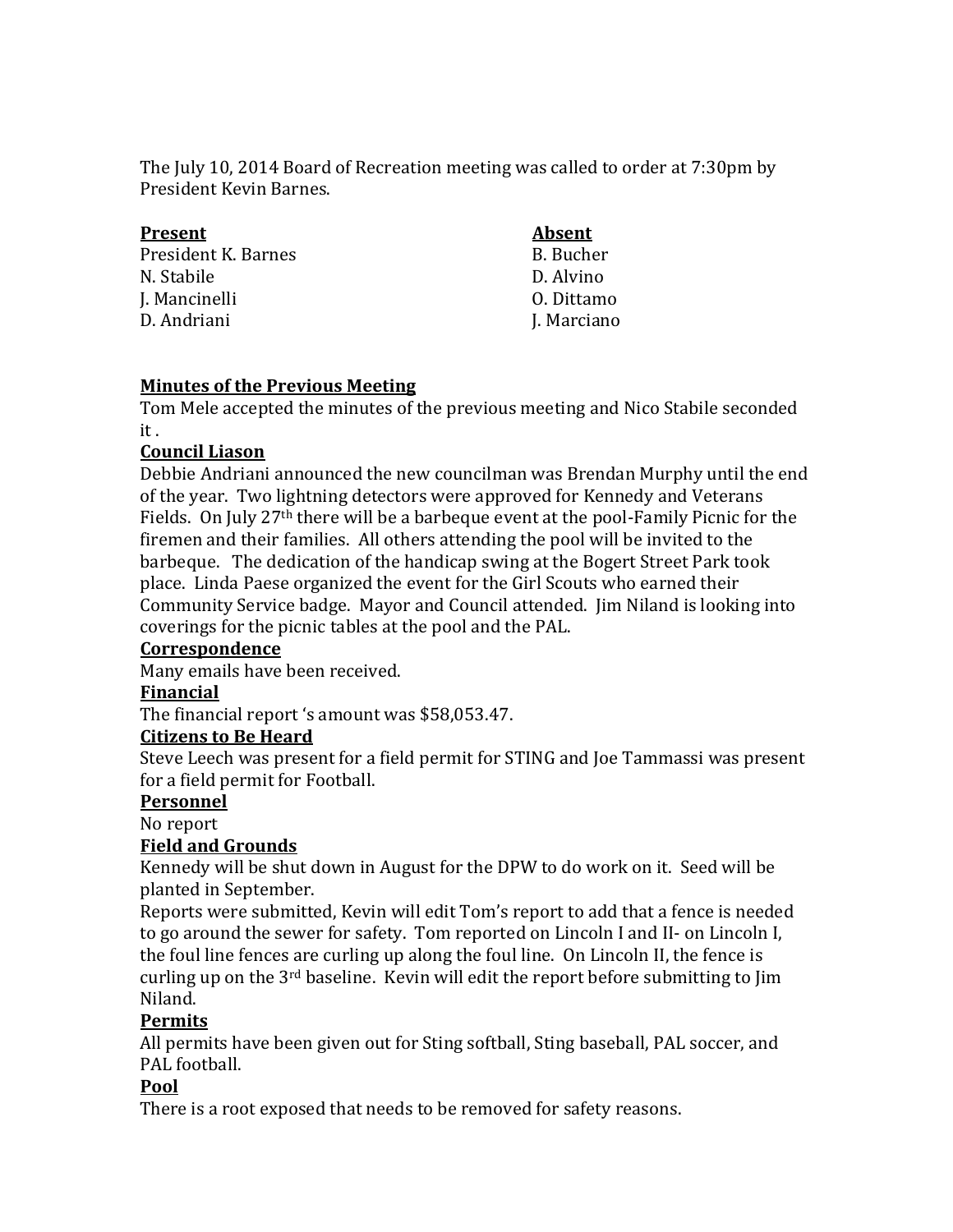The July 10, 2014 Board of Recreation meeting was called to order at 7:30pm by President Kevin Barnes.

| **Present** | **Absent** |
|---|---|
| President K. Barnes | B. Bucher |
| N. Stabile | D. Alvino |
| J. Mancinelli | O. Dittamo |
| D. Andriani | J. Marciano |

**Minutes of the Previous Meeting**

Tom Mele accepted the minutes of the previous meeting and Nico Stabile seconded it .

**Council Liason**

Debbie Andriani announced the new councilman was Brendan Murphy until the end of the year. Two lightning detectors were approved for Kennedy and Veterans Fields. On July 27th there will be a barbeque event at the pool-Family Picnic for the firemen and their families. All others attending the pool will be invited to the barbeque. The dedication of the handicap swing at the Bogert Street Park took place. Linda Paese organized the event for the Girl Scouts who earned their Community Service badge. Mayor and Council attended. Jim Niland is looking into coverings for the picnic tables at the pool and the PAL.

**Correspondence**

Many emails have been received.

**Financial**

The financial report 's amount was $58,053.47.

**Citizens to Be Heard**

Steve Leech was present for a field permit for STING and Joe Tammassi was present for a field permit for Football.

**Personnel**

No report

**Field and Grounds**

Kennedy will be shut down in August for the DPW to do work on it. Seed will be planted in September.

Reports were submitted, Kevin will edit Tom's report to add that a fence is needed to go around the sewer for safety. Tom reported on Lincoln I and II- on Lincoln I, the foul line fences are curling up along the foul line. On Lincoln II, the fence is curling up on the 3rd baseline. Kevin will edit the report before submitting to Jim Niland.

**Permits**

All permits have been given out for Sting softball, Sting baseball, PAL soccer, and PAL football.

**Pool**

There is a root exposed that needs to be removed for safety reasons.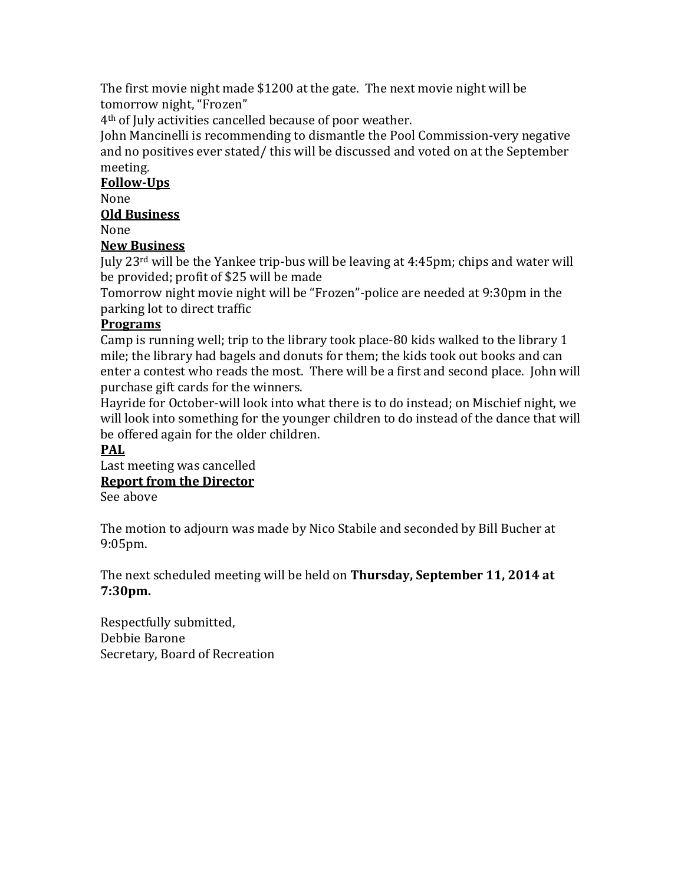The first movie night made $1200 at the gate.  The next movie night will be tomorrow night, "Frozen"

4th of July activities cancelled because of poor weather.

John Mancinelli is recommending to dismantle the Pool Commission-very negative and no positives ever stated/ this will be discussed and voted on at the September meeting.

**Follow-Ups**

None

**Old Business**

None

**New Business**

July 23rd will be the Yankee trip-bus will be leaving at 4:45pm; chips and water will be provided; profit of $25 will be made

Tomorrow night movie night will be "Frozen"-police are needed at 9:30pm in the parking lot to direct traffic

**Programs**

Camp is running well; trip to the library took place-80 kids walked to the library 1 mile; the library had bagels and donuts for them; the kids took out books and can enter a contest who reads the most.  There will be a first and second place.  John will purchase gift cards for the winners.

Hayride for October-will look into what there is to do instead; on Mischief night, we will look into something for the younger children to do instead of the dance that will be offered again for the older children.

**PAL**

Last meeting was cancelled

**Report from the Director**

See above

The motion to adjourn was made by Nico Stabile and seconded by Bill Bucher at 9:05pm.

The next scheduled meeting will be held on **Thursday, September 11, 2014 at 7:30pm.**

Respectfully submitted,
Debbie Barone
Secretary, Board of Recreation